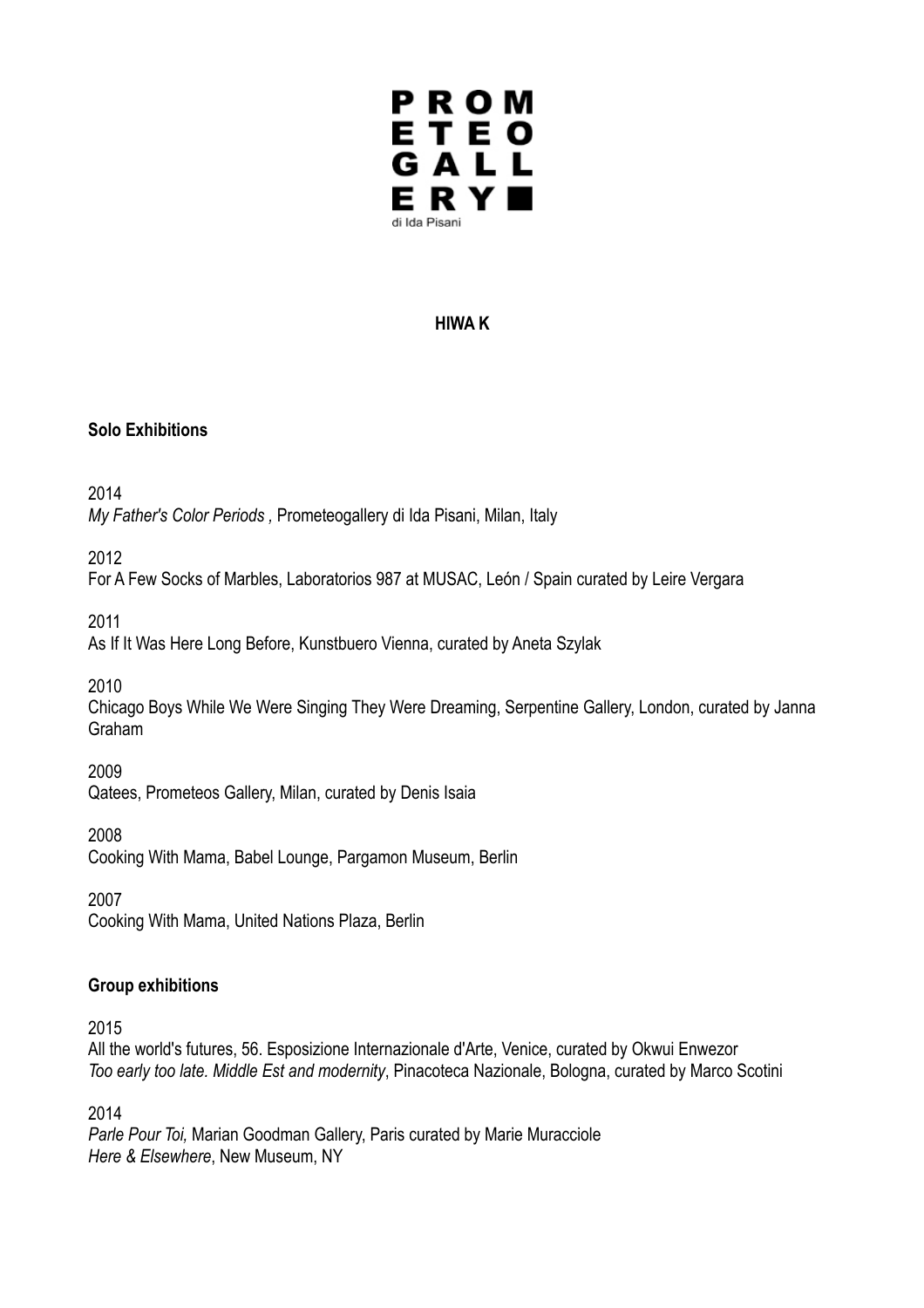PROM
ETEO
GALL
ERY
di Ida Pisani

**HIWA K**

**Solo Exhibitions**

2014
*My Father's Color Periods ,* Prometeogallery di Ida Pisani, Milan, Italy

2012
For A Few Socks of Marbles, Laboratorios 987 at MUSAC, León / Spain curated by Leire Vergara

2011
As If It Was Here Long Before, Kunstbuero Vienna, curated by Aneta Szylak

2010
Chicago Boys While We Were Singing They Were Dreaming, Serpentine Gallery, London, curated by Janna Graham

2009
Qatees, Prometeos Gallery, Milan, curated by Denis Isaia

2008
Cooking With Mama, Babel Lounge, Pargamon Museum, Berlin

2007
Cooking With Mama, United Nations Plaza, Berlin

**Group exhibitions**

2015
All the world's futures, 56. Esposizione Internazionale d'Arte, Venice, curated by Okwui Enwezor
*Too early too late. Middle Est and modernity*, Pinacoteca Nazionale, Bologna, curated by Marco Scotini

2014
*Parle Pour Toi,* Marian Goodman Gallery, Paris curated by Marie Muracciole
*Here & Elsewhere*, New Museum, NY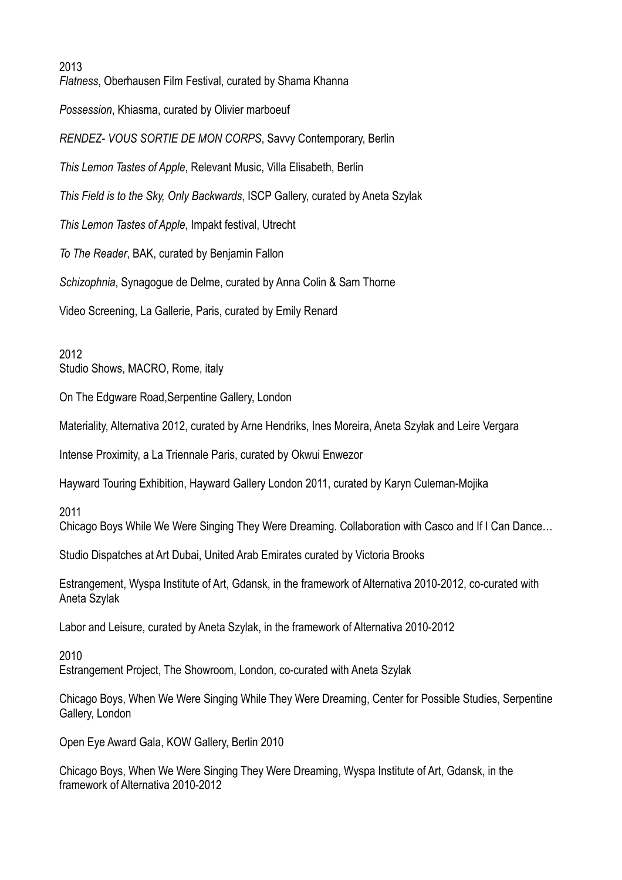2013

*Flatness*, Oberhausen Film Festival, curated by Shama Khanna

*Possession*, Khiasma, curated by Olivier marboeuf

*RENDEZ- VOUS SORTIE DE MON CORPS*, Savvy Contemporary, Berlin

*This Lemon Tastes of Apple*, Relevant Music, Villa Elisabeth, Berlin

*This Field is to the Sky, Only Backwards*, ISCP Gallery, curated by Aneta Szylak

*This Lemon Tastes of Apple*, Impakt festival, Utrecht

*To The Reader*, BAK, curated by Benjamin Fallon

*Schizophnia*, Synagogue de Delme, curated by Anna Colin & Sam Thorne

Video Screening, La Gallerie, Paris, curated by Emily Renard

2012

Studio Shows, MACRO, Rome, italy

On The Edgware Road,Serpentine Gallery, London

Materiality, Alternativa 2012, curated by Arne Hendriks, Ines Moreira, Aneta Szyłak and Leire Vergara

Intense Proximity, a La Triennale Paris, curated by Okwui Enwezor

Hayward Touring Exhibition, Hayward Gallery London 2011, curated by Karyn Culeman-Mojika

2011

Chicago Boys While We Were Singing They Were Dreaming. Collaboration with Casco and If I Can Dance…

Studio Dispatches at Art Dubai, United Arab Emirates curated by Victoria Brooks

Estrangement, Wyspa Institute of Art, Gdansk, in the framework of Alternativa 2010-2012, co-curated with Aneta Szylak

Labor and Leisure, curated by Aneta Szylak, in the framework of Alternativa 2010-2012

2010

Estrangement Project, The Showroom, London, co-curated with Aneta Szylak

Chicago Boys, When We Were Singing While They Were Dreaming, Center for Possible Studies, Serpentine Gallery, London

Open Eye Award Gala, KOW Gallery, Berlin 2010

Chicago Boys, When We Were Singing They Were Dreaming, Wyspa Institute of Art, Gdansk, in the framework of Alternativa 2010-2012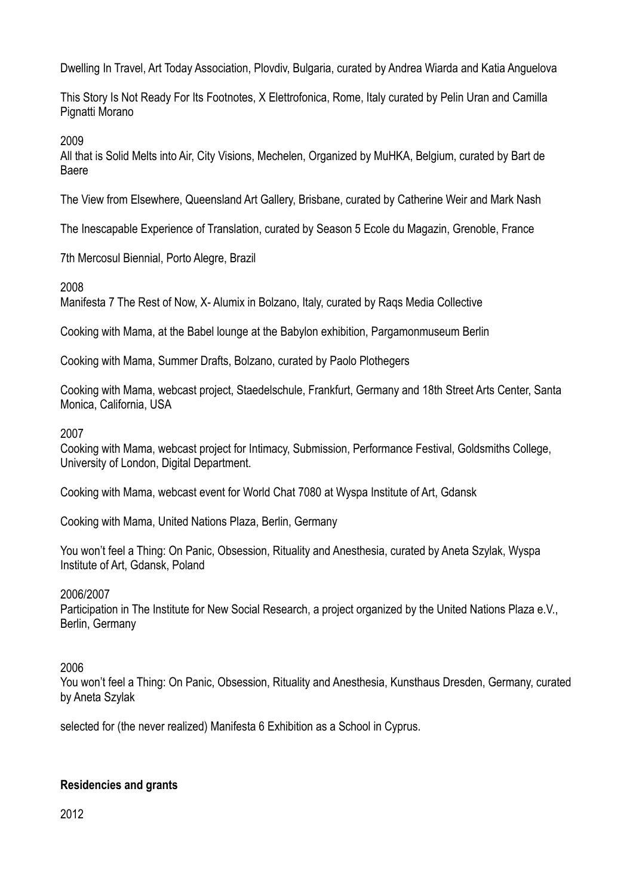Dwelling In Travel, Art Today Association, Plovdiv, Bulgaria, curated by Andrea Wiarda and Katia Anguelova

This Story Is Not Ready For Its Footnotes, X Elettrofonica, Rome, Italy curated by Pelin Uran and Camilla Pignatti Morano

2009
All that is Solid Melts into Air, City Visions, Mechelen, Organized by MuHKA, Belgium, curated by Bart de Baere

The View from Elsewhere, Queensland Art Gallery, Brisbane, curated by Catherine Weir and Mark Nash

The Inescapable Experience of Translation, curated by Season 5 Ecole du Magazin, Grenoble, France

7th Mercosul Biennial, Porto Alegre, Brazil

2008
Manifesta 7 The Rest of Now, X- Alumix in Bolzano, Italy, curated by Raqs Media Collective

Cooking with Mama, at the Babel lounge at the Babylon exhibition, Pargamonmuseum Berlin

Cooking with Mama, Summer Drafts, Bolzano, curated by Paolo Plothegers

Cooking with Mama, webcast project, Staedelschule, Frankfurt, Germany and 18th Street Arts Center, Santa Monica, California, USA

2007
Cooking with Mama, webcast project for Intimacy, Submission, Performance Festival, Goldsmiths College, University of London, Digital Department.

Cooking with Mama, webcast event for World Chat 7080 at Wyspa Institute of Art, Gdansk

Cooking with Mama, United Nations Plaza, Berlin, Germany

You won't feel a Thing: On Panic, Obsession, Rituality and Anesthesia, curated by Aneta Szylak, Wyspa Institute of Art, Gdansk, Poland

2006/2007
Participation in The Institute for New Social Research, a project organized by the United Nations Plaza e.V., Berlin, Germany

2006
You won't feel a Thing: On Panic, Obsession, Rituality and Anesthesia, Kunsthaus Dresden, Germany, curated by Aneta Szylak

selected for (the never realized) Manifesta 6 Exhibition as a School in Cyprus.

**Residencies and grants**

2012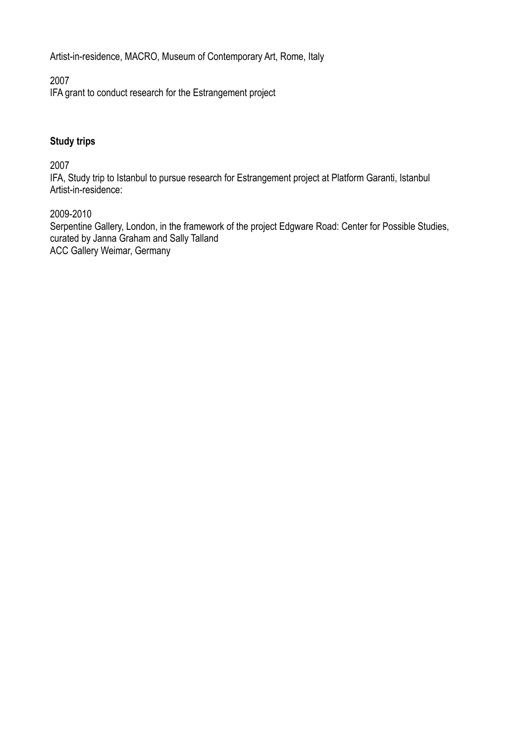Artist-in-residence, MACRO, Museum of Contemporary Art, Rome, Italy

2007
IFA grant to conduct research for the Estrangement project

**Study trips**

2007
IFA, Study trip to Istanbul to pursue research for Estrangement project at Platform Garanti, Istanbul
Artist-in-residence:

2009-2010
Serpentine Gallery, London, in the framework of the project Edgware Road: Center for Possible Studies, curated by Janna Graham and Sally Talland
ACC Gallery Weimar, Germany